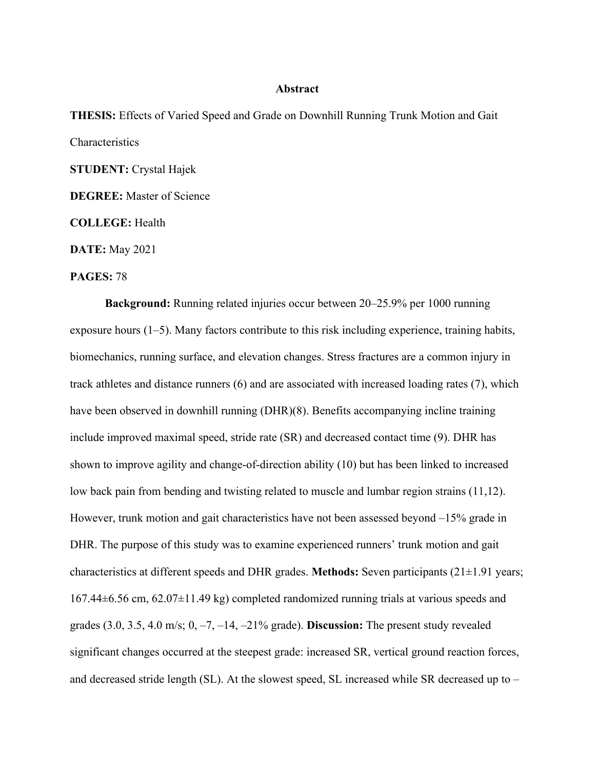# Abstract

**THESIS:** Effects of Varied Speed and Grade on Downhill Running Trunk Motion and Gait Characteristics

**STUDENT:** Crystal Hajek

**DEGREE:** Master of Science

**COLLEGE:** Health

**DATE:** May 2021

**PAGES:** 78

**Background:** Running related injuries occur between 20–25.9% per 1000 running exposure hours (1–5). Many factors contribute to this risk including experience, training habits, biomechanics, running surface, and elevation changes. Stress fractures are a common injury in track athletes and distance runners (6) and are associated with increased loading rates (7), which have been observed in downhill running (DHR)(8). Benefits accompanying incline training include improved maximal speed, stride rate (SR) and decreased contact time (9). DHR has shown to improve agility and change-of-direction ability (10) but has been linked to increased low back pain from bending and twisting related to muscle and lumbar region strains (11,12). However, trunk motion and gait characteristics have not been assessed beyond –15% grade in DHR. The purpose of this study was to examine experienced runners' trunk motion and gait characteristics at different speeds and DHR grades. **Methods:** Seven participants (21±1.91 years; 167.44±6.56 cm, 62.07±11.49 kg) completed randomized running trials at various speeds and grades (3.0, 3.5, 4.0 m/s; 0, –7, –14, –21% grade). **Discussion:** The present study revealed significant changes occurred at the steepest grade: increased SR, vertical ground reaction forces, and decreased stride length (SL). At the slowest speed, SL increased while SR decreased up to –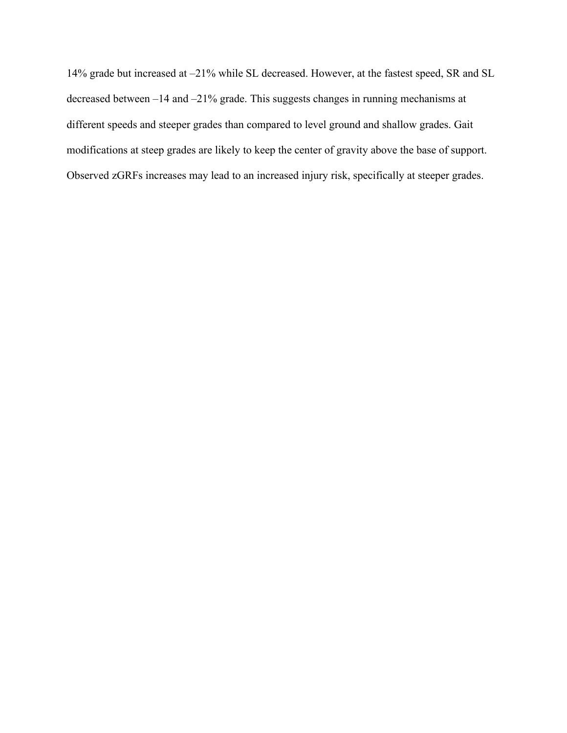14% grade but increased at –21% while SL decreased. However, at the fastest speed, SR and SL decreased between –14 and –21% grade. This suggests changes in running mechanisms at different speeds and steeper grades than compared to level ground and shallow grades. Gait modifications at steep grades are likely to keep the center of gravity above the base of support. Observed zGRFs increases may lead to an increased injury risk, specifically at steeper grades.